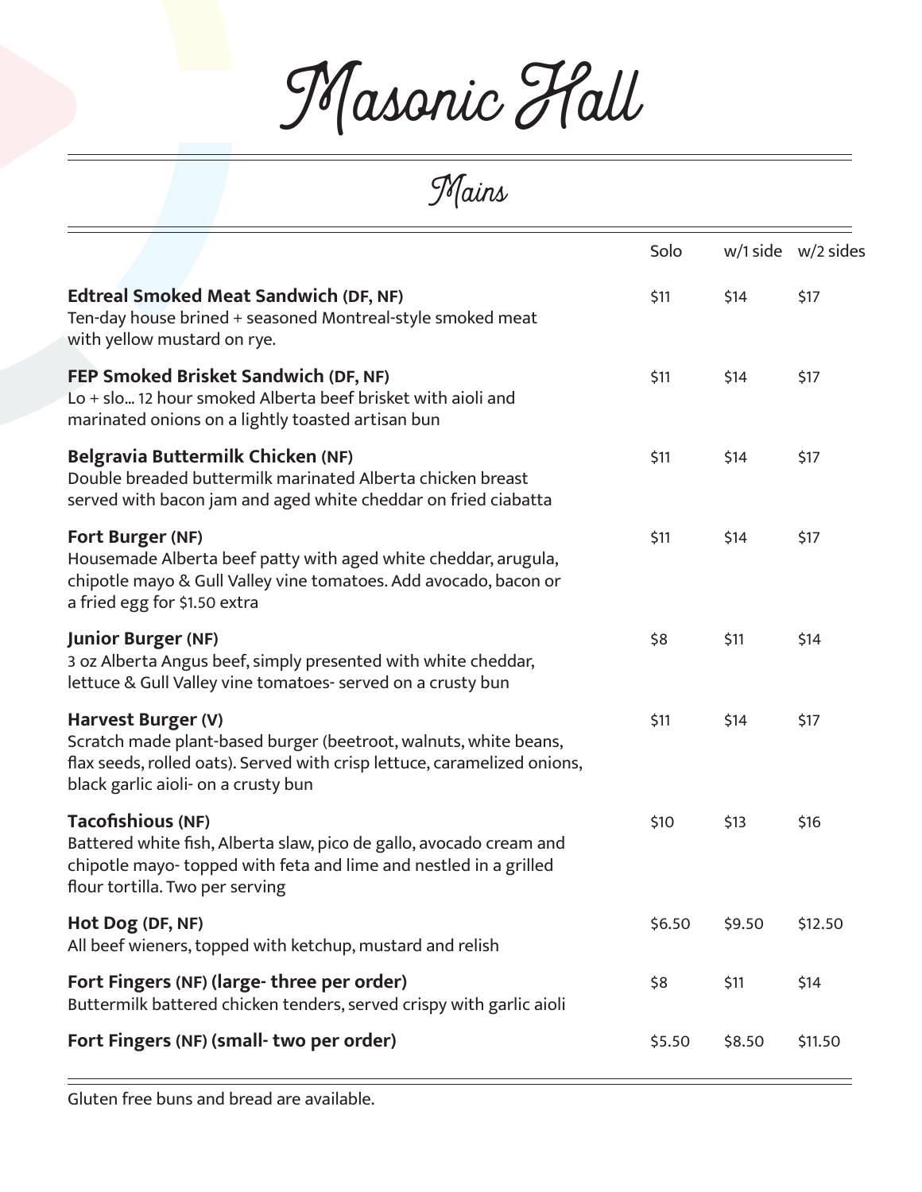# Masonic Hall

## Mains

| | Solo | w/1 side | w/2 sides |
|---|---|---|---|
| **Edtreal Smoked Meat Sandwich (DF, NF)**<br>Ten-day house brined + seasoned Montreal-style smoked meat with yellow mustard on rye. | $11 | $14 | $17 |
| **FEP Smoked Brisket Sandwich (DF, NF)**<br>Lo + slo... 12 hour smoked Alberta beef brisket with aioli and marinated onions on a lightly toasted artisan bun | $11 | $14 | $17 |
| **Belgravia Buttermilk Chicken (NF)**<br>Double breaded buttermilk marinated Alberta chicken breast served with bacon jam and aged white cheddar on fried ciabatta | $11 | $14 | $17 |
| **Fort Burger (NF)**<br>Housemade Alberta beef patty with aged white cheddar, arugula, chipotle mayo & Gull Valley vine tomatoes. Add avocado, bacon or a fried egg for $1.50 extra | $11 | $14 | $17 |
| **Junior Burger (NF)**<br>3 oz Alberta Angus beef, simply presented with white cheddar, lettuce & Gull Valley vine tomatoes- served on a crusty bun | $8 | $11 | $14 |
| **Harvest Burger (V)**<br>Scratch made plant-based burger (beetroot, walnuts, white beans, flax seeds, rolled oats). Served with crisp lettuce, caramelized onions, black garlic aioli- on a crusty bun | $11 | $14 | $17 |
| **Tacofishious (NF)**<br>Battered white fish, Alberta slaw, pico de gallo, avocado cream and chipotle mayo- topped with feta and lime and nestled in a grilled flour tortilla. Two per serving | $10 | $13 | $16 |
| **Hot Dog (DF, NF)**<br>All beef wieners, topped with ketchup, mustard and relish | $6.50 | $9.50 | $12.50 |
| **Fort Fingers (NF) (large- three per order)**<br>Buttermilk battered chicken tenders, served crispy with garlic aioli | $8 | $11 | $14 |
| **Fort Fingers (NF) (small- two per order)** | $5.50 | $8.50 | $11.50 |

Gluten free buns and bread are available.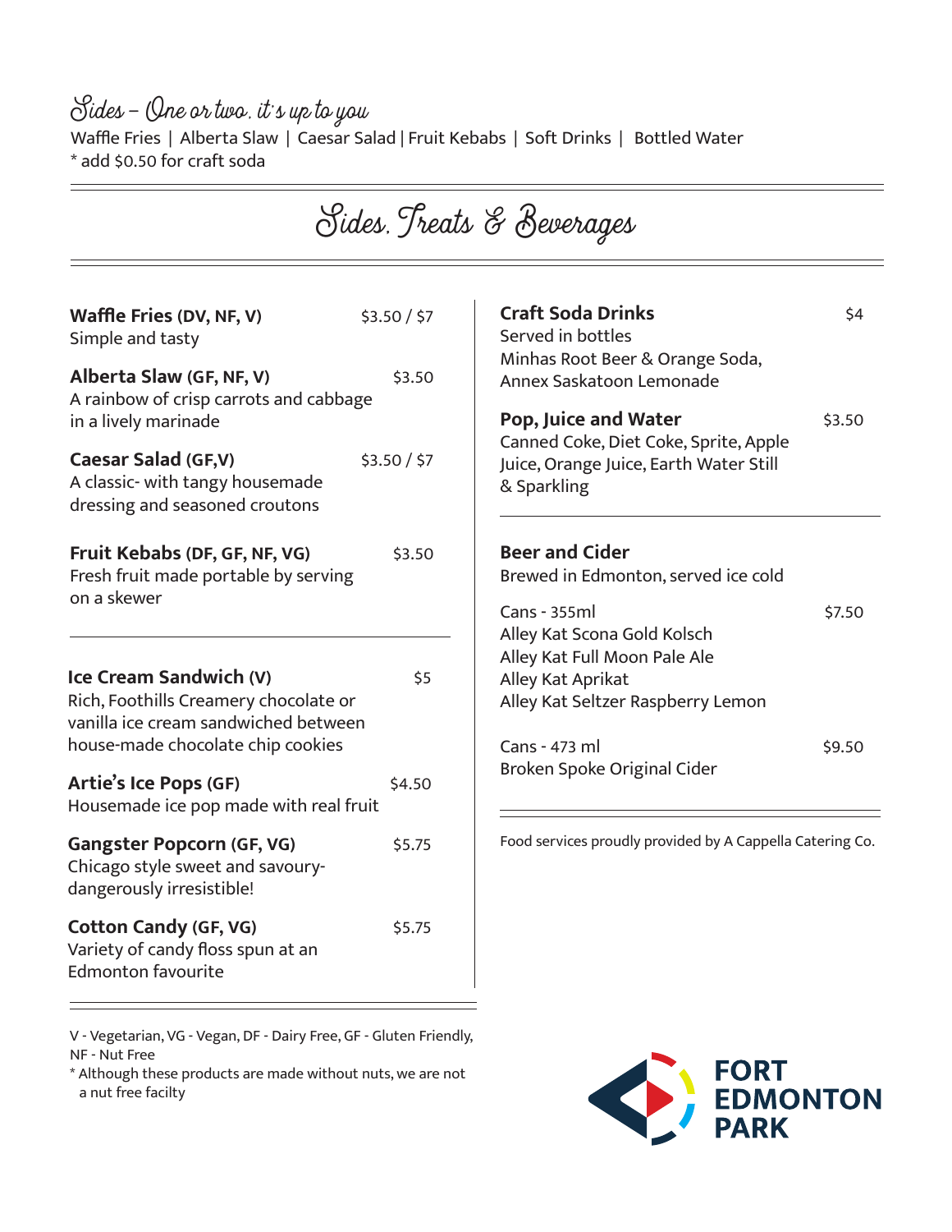## Sides – One or two, it's up to you

Waffle Fries | Alberta Slaw | Caesar Salad | Fruit Kebabs | Soft Drinks | Bottled Water
* add $0.50 for craft soda

# Sides, Treats & Beverages

**Waffle Fries (DV, NF, V)** $3.50 / $7
Simple and tasty

**Alberta Slaw (GF, NF, V)** $3.50
A rainbow of crisp carrots and cabbage in a lively marinade

**Caesar Salad (GF,V)** $3.50 / $7
A classic- with tangy housemade dressing and seasoned croutons

**Fruit Kebabs (DF, GF, NF, VG)** $3.50
Fresh fruit made portable by serving on a skewer

---

**Ice Cream Sandwich (V)** $5
Rich, Foothills Creamery chocolate or vanilla ice cream sandwiched between house-made chocolate chip cookies

**Artie's Ice Pops (GF)** $4.50
Housemade ice pop made with real fruit

**Gangster Popcorn (GF, VG)** $5.75
Chicago style sweet and savoury- dangerously irresistible!

**Cotton Candy (GF, VG)** $5.75
Variety of candy floss spun at an Edmonton favourite

---

**Craft Soda Drinks** $4
Served in bottles
Minhas Root Beer & Orange Soda,
Annex Saskatoon Lemonade

**Pop, Juice and Water** $3.50
Canned Coke, Diet Coke, Sprite, Apple Juice, Orange Juice, Earth Water Still & Sparkling

---

**Beer and Cider**
Brewed in Edmonton, served ice cold

Cans - 355ml $7.50
Alley Kat Scona Gold Kolsch
Alley Kat Full Moon Pale Ale
Alley Kat Aprikat
Alley Kat Seltzer Raspberry Lemon

Cans - 473 ml $9.50
Broken Spoke Original Cider

---

Food services proudly provided by A Cappella Catering Co.

V - Vegetarian, VG - Vegan, DF - Dairy Free, GF - Gluten Friendly, NF - Nut Free
* Although these products are made without nuts, we are not a nut free facilty

FORT EDMONTON PARK